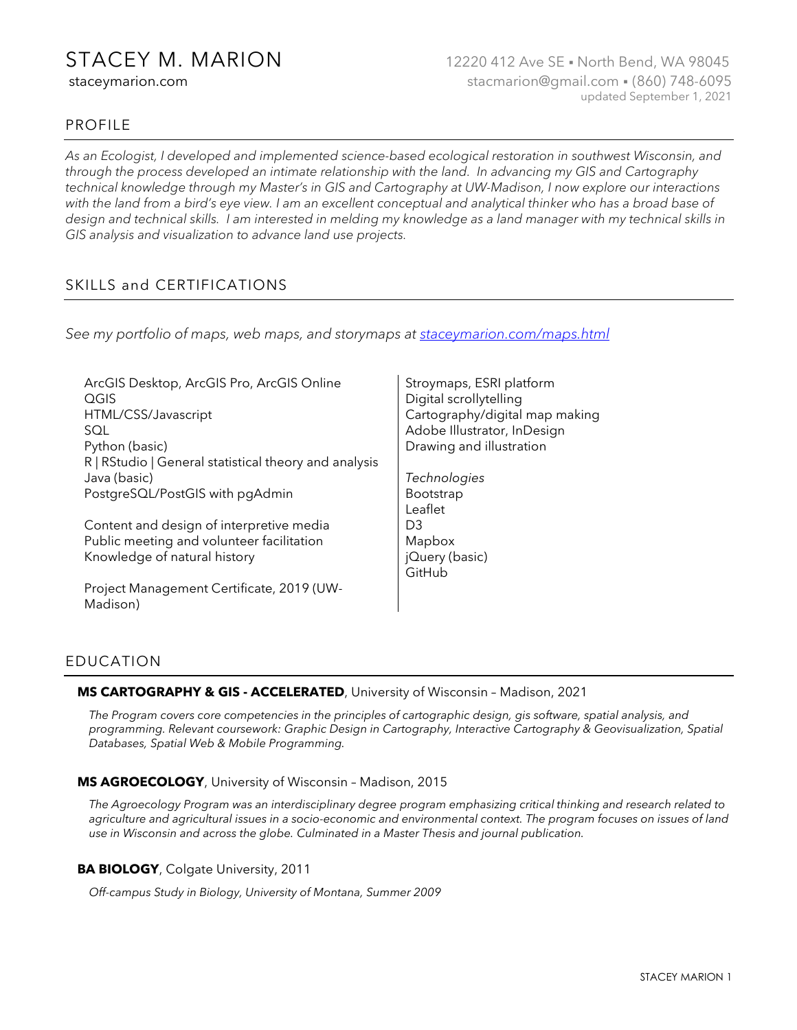# STACEY M. MARION

staceymarion.com

12220 412 Ave SE ▪ North Bend, WA 98045
stacmarion@gmail.com ▪ (860) 748-6095
updated September 1, 2021

## PROFILE

*As an Ecologist, I developed and implemented science-based ecological restoration in southwest Wisconsin, and through the process developed an intimate relationship with the land. In advancing my GIS and Cartography technical knowledge through my Master's in GIS and Cartography at UW-Madison, I now explore our interactions with the land from a bird's eye view. I am an excellent conceptual and analytical thinker who has a broad base of design and technical skills. I am interested in melding my knowledge as a land manager with my technical skills in GIS analysis and visualization to advance land use projects.*

## SKILLS and CERTIFICATIONS

*See my portfolio of maps, web maps, and storymaps at [staceymarion.com/maps.html](staceymarion.com/maps.html)*

ArcGIS Desktop, ArcGIS Pro, ArcGIS Online
QGIS
HTML/CSS/Javascript
SQL
Python (basic)
R | RStudio | General statistical theory and analysis
Java (basic)
PostgreSQL/PostGIS with pgAdmin

Content and design of interpretive media
Public meeting and volunteer facilitation
Knowledge of natural history

Project Management Certificate, 2019 (UW-Madison)

Stroymaps, ESRI platform
Digital scrollytelling
Cartography/digital map making
Adobe Illustrator, InDesign
Drawing and illustration

*Technologies*
Bootstrap
Leaflet
D3
Mapbox
jQuery (basic)
GitHub

## EDUCATION

**MS CARTOGRAPHY & GIS - ACCELERATED**, University of Wisconsin – Madison, 2021

*The Program covers core competencies in the principles of cartographic design, gis software, spatial analysis, and programming. Relevant coursework: Graphic Design in Cartography, Interactive Cartography & Geovisualization, Spatial Databases, Spatial Web & Mobile Programming.*

**MS AGROECOLOGY**, University of Wisconsin – Madison, 2015

*The Agroecology Program was an interdisciplinary degree program emphasizing critical thinking and research related to agriculture and agricultural issues in a socio-economic and environmental context. The program focuses on issues of land use in Wisconsin and across the globe. Culminated in a Master Thesis and journal publication.*

**BA BIOLOGY**, Colgate University, 2011

*Off-campus Study in Biology, University of Montana, Summer 2009*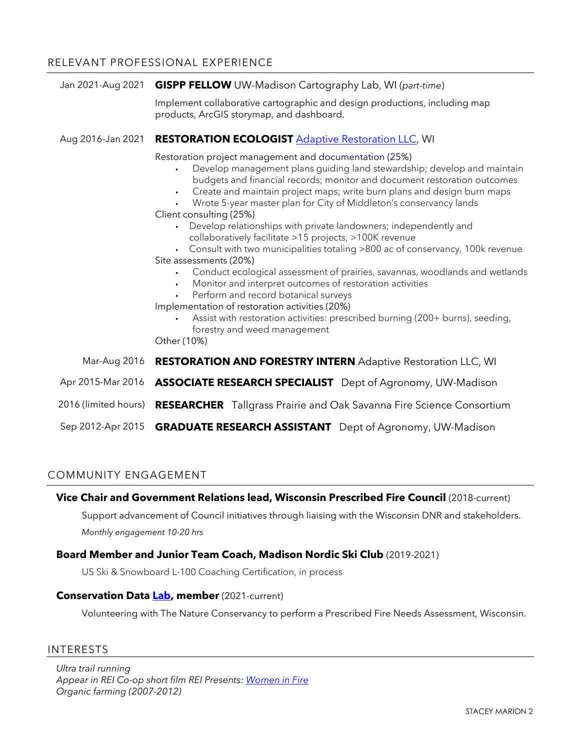## RELEVANT PROFESSIONAL EXPERIENCE

Jan 2021-Aug 2021 **GISPP FELLOW** UW-Madison Cartography Lab, WI (*part-time*)

Implement collaborative cartographic and design productions, including map products, ArcGIS storymap, and dashboard.

Aug 2016-Jan 2021 **RESTORATION ECOLOGIST** Adaptive Restoration LLC, WI

Restoration project management and documentation (25%)

- Develop management plans guiding land stewardship; develop and maintain budgets and financial records; monitor and document restoration outcomes
- Create and maintain project maps; write burn plans and design burn maps
- Wrote 5-year master plan for City of Middleton's conservancy lands

Client consulting (25%)

- Develop relationships with private landowners; independently and collaboratively facilitate >15 projects, >100K revenue
- Consult with two municipalities totaling >800 ac of conservancy, 100k revenue

Site assessments (20%)

- Conduct ecological assessment of prairies, savannas, woodlands and wetlands
- Monitor and interpret outcomes of restoration activities
- Perform and record botanical surveys

Implementation of restoration activities (20%)

- Assist with restoration activities: prescribed burning (200+ burns), seeding, forestry and weed management

Other (10%)

Mar-Aug 2016 **RESTORATION AND FORESTRY INTERN** Adaptive Restoration LLC, WI

Apr 2015-Mar 2016 **ASSOCIATE RESEARCH SPECIALIST** Dept of Agronomy, UW-Madison

2016 (limited hours) **RESEARCHER** Tallgrass Prairie and Oak Savanna Fire Science Consortium

Sep 2012-Apr 2015 **GRADUATE RESEARCH ASSISTANT** Dept of Agronomy, UW-Madison

## COMMUNITY ENGAGEMENT

**Vice Chair and Government Relations lead, Wisconsin Prescribed Fire Council** (2018-current)

Support advancement of Council initiatives through liaising with the Wisconsin DNR and stakeholders.

*Monthly engagement 10-20 hrs*

**Board Member and Junior Team Coach, Madison Nordic Ski Club** (2019-2021)

US Ski & Snowboard L-100 Coaching Certification, in process

**Conservation Data Lab, member** (2021-current)

Volunteering with The Nature Conservancy to perform a Prescribed Fire Needs Assessment, Wisconsin.

## INTERESTS

*Ultra trail running*
*Appear in REI Co-op short film REI Presents: Women in Fire*
*Organic farming (2007-2012)*